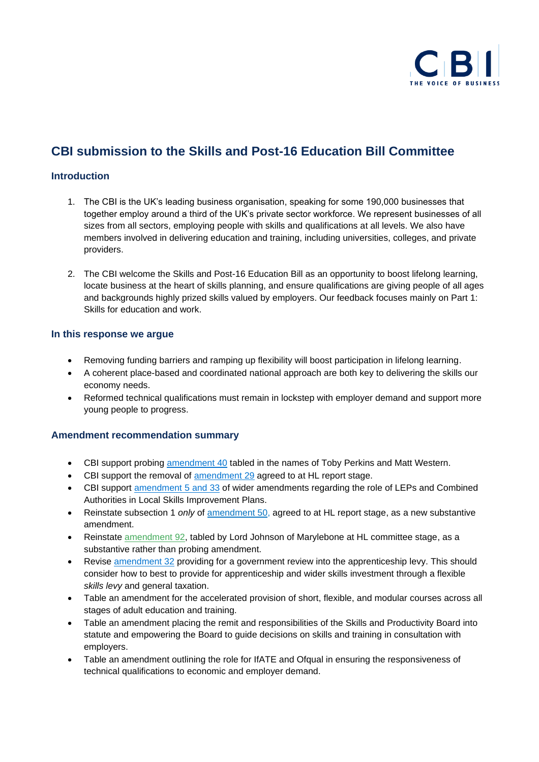# CBI submission to the Skills and Post-16 Education Bill Committee

## Introduction

1. The CBI is the UK's leading business organisation, speaking for some 190,000 businesses that together employ around a third of the UK's private sector workforce. We represent businesses of all sizes from all sectors, employing people with skills and qualifications at all levels. We also have members involved in delivering education and training, including universities, colleges, and private providers.

2. The CBI welcome the Skills and Post-16 Education Bill as an opportunity to boost lifelong learning, locate business at the heart of skills planning, and ensure qualifications are giving people of all ages and backgrounds highly prized skills valued by employers. Our feedback focuses mainly on Part 1: Skills for education and work.

## In this response we argue

- Removing funding barriers and ramping up flexibility will boost participation in lifelong learning.
- A coherent place-based and coordinated national approach are both key to delivering the skills our economy needs.
- Reformed technical qualifications must remain in lockstep with employer demand and support more young people to progress.

## Amendment recommendation summary

- CBI support probing amendment 40 tabled in the names of Toby Perkins and Matt Western.
- CBI support the removal of amendment 29 agreed to at HL report stage.
- CBI support amendment 5 and 33 of wider amendments regarding the role of LEPs and Combined Authorities in Local Skills Improvement Plans.
- Reinstate subsection 1 *only* of amendment 50, agreed to at HL report stage, as a new substantive amendment.
- Reinstate amendment 92, tabled by Lord Johnson of Marylebone at HL committee stage, as a substantive rather than probing amendment.
- Revise amendment 32 providing for a government review into the apprenticeship levy. This should consider how to best to provide for apprenticeship and wider skills investment through a flexible *skills levy* and general taxation.
- Table an amendment for the accelerated provision of short, flexible, and modular courses across all stages of adult education and training.
- Table an amendment placing the remit and responsibilities of the Skills and Productivity Board into statute and empowering the Board to guide decisions on skills and training in consultation with employers.
- Table an amendment outlining the role for IfATE and Ofqual in ensuring the responsiveness of technical qualifications to economic and employer demand.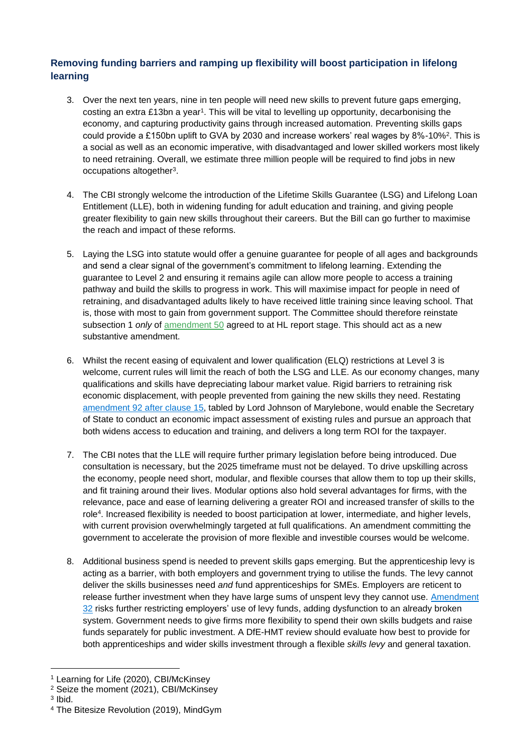## Removing funding barriers and ramping up flexibility will boost participation in lifelong learning

3. Over the next ten years, nine in ten people will need new skills to prevent future gaps emerging, costing an extra £13bn a year[1]. This will be vital to levelling up opportunity, decarbonising the economy, and capturing productivity gains through increased automation. Preventing skills gaps could provide a £150bn uplift to GVA by 2030 and increase workers' real wages by 8%-10%[2]. This is a social as well as an economic imperative, with disadvantaged and lower skilled workers most likely to need retraining. Overall, we estimate three million people will be required to find jobs in new occupations altogether[3].

4. The CBI strongly welcome the introduction of the Lifetime Skills Guarantee (LSG) and Lifelong Loan Entitlement (LLE), both in widening funding for adult education and training, and giving people greater flexibility to gain new skills throughout their careers. But the Bill can go further to maximise the reach and impact of these reforms.

5. Laying the LSG into statute would offer a genuine guarantee for people of all ages and backgrounds and send a clear signal of the government's commitment to lifelong learning. Extending the guarantee to Level 2 and ensuring it remains agile can allow more people to access a training pathway and build the skills to progress in work. This will maximise impact for people in need of retraining, and disadvantaged adults likely to have received little training since leaving school. That is, those with most to gain from government support. The Committee should therefore reinstate subsection 1 *only* of amendment 50 agreed to at HL report stage. This should act as a new substantive amendment.

6. Whilst the recent easing of equivalent and lower qualification (ELQ) restrictions at Level 3 is welcome, current rules will limit the reach of both the LSG and LLE. As our economy changes, many qualifications and skills have depreciating labour market value. Rigid barriers to retraining risk economic displacement, with people prevented from gaining the new skills they need. Restating amendment 92 after clause 15, tabled by Lord Johnson of Marylebone, would enable the Secretary of State to conduct an economic impact assessment of existing rules and pursue an approach that both widens access to education and training, and delivers a long term ROI for the taxpayer.

7. The CBI notes that the LLE will require further primary legislation before being introduced. Due consultation is necessary, but the 2025 timeframe must not be delayed. To drive upskilling across the economy, people need short, modular, and flexible courses that allow them to top up their skills, and fit training around their lives. Modular options also hold several advantages for firms, with the relevance, pace and ease of learning delivering a greater ROI and increased transfer of skills to the role[4]. Increased flexibility is needed to boost participation at lower, intermediate, and higher levels, with current provision overwhelmingly targeted at full qualifications. An amendment committing the government to accelerate the provision of more flexible and investible courses would be welcome.

8. Additional business spend is needed to prevent skills gaps emerging. But the apprenticeship levy is acting as a barrier, with both employers and government trying to utilise the funds. The levy cannot deliver the skills businesses need *and* fund apprenticeships for SMEs. Employers are reticent to release further investment when they have large sums of unspent levy they cannot use. Amendment 32 risks further restricting employers' use of levy funds, adding dysfunction to an already broken system. Government needs to give firms more flexibility to spend their own skills budgets and raise funds separately for public investment. A DfE-HMT review should evaluate how best to provide for both apprenticeships and wider skills investment through a flexible *skills levy* and general taxation.

---

[1] Learning for Life (2020), CBI/McKinsey
[2] Seize the moment (2021), CBI/McKinsey
[3] Ibid.
[4] The Bitesize Revolution (2019), MindGym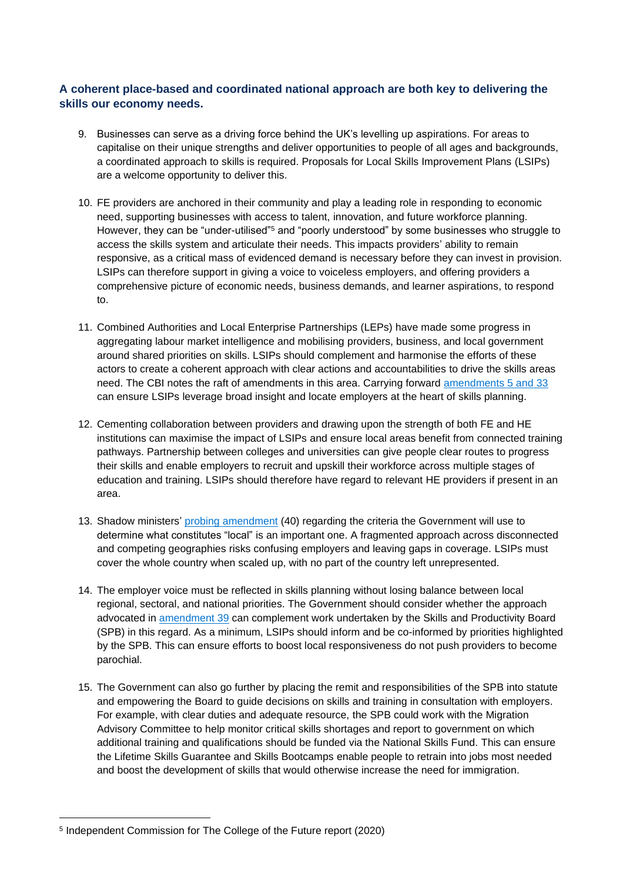**A coherent place-based and coordinated national approach are both key to delivering the skills our economy needs.**

9. Businesses can serve as a driving force behind the UK's levelling up aspirations. For areas to capitalise on their unique strengths and deliver opportunities to people of all ages and backgrounds, a coordinated approach to skills is required. Proposals for Local Skills Improvement Plans (LSIPs) are a welcome opportunity to deliver this.

10. FE providers are anchored in their community and play a leading role in responding to economic need, supporting businesses with access to talent, innovation, and future workforce planning. However, they can be "under-utilised"[5] and "poorly understood" by some businesses who struggle to access the skills system and articulate their needs. This impacts providers' ability to remain responsive, as a critical mass of evidenced demand is necessary before they can invest in provision. LSIPs can therefore support in giving a voice to voiceless employers, and offering providers a comprehensive picture of economic needs, business demands, and learner aspirations, to respond to.

11. Combined Authorities and Local Enterprise Partnerships (LEPs) have made some progress in aggregating labour market intelligence and mobilising providers, business, and local government around shared priorities on skills. LSIPs should complement and harmonise the efforts of these actors to create a coherent approach with clear actions and accountabilities to drive the skills areas need. The CBI notes the raft of amendments in this area. Carrying forward amendments 5 and 33 can ensure LSIPs leverage broad insight and locate employers at the heart of skills planning.

12. Cementing collaboration between providers and drawing upon the strength of both FE and HE institutions can maximise the impact of LSIPs and ensure local areas benefit from connected training pathways. Partnership between colleges and universities can give people clear routes to progress their skills and enable employers to recruit and upskill their workforce across multiple stages of education and training. LSIPs should therefore have regard to relevant HE providers if present in an area.

13. Shadow ministers' probing amendment (40) regarding the criteria the Government will use to determine what constitutes "local" is an important one. A fragmented approach across disconnected and competing geographies risks confusing employers and leaving gaps in coverage. LSIPs must cover the whole country when scaled up, with no part of the country left unrepresented.

14. The employer voice must be reflected in skills planning without losing balance between local regional, sectoral, and national priorities. The Government should consider whether the approach advocated in amendment 39 can complement work undertaken by the Skills and Productivity Board (SPB) in this regard. As a minimum, LSIPs should inform and be co-informed by priorities highlighted by the SPB. This can ensure efforts to boost local responsiveness do not push providers to become parochial.

15. The Government can also go further by placing the remit and responsibilities of the SPB into statute and empowering the Board to guide decisions on skills and training in consultation with employers. For example, with clear duties and adequate resource, the SPB could work with the Migration Advisory Committee to help monitor critical skills shortages and report to government on which additional training and qualifications should be funded via the National Skills Fund. This can ensure the Lifetime Skills Guarantee and Skills Bootcamps enable people to retrain into jobs most needed and boost the development of skills that would otherwise increase the need for immigration.

---

[5] Independent Commission for The College of the Future report (2020)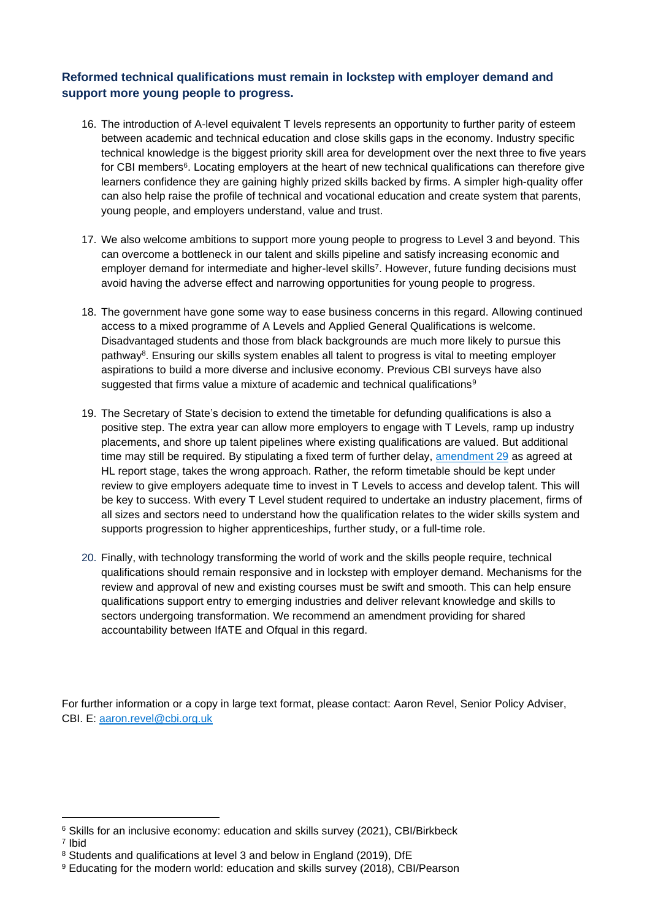## Reformed technical qualifications must remain in lockstep with employer demand and support more young people to progress.

16. The introduction of A-level equivalent T levels represents an opportunity to further parity of esteem between academic and technical education and close skills gaps in the economy. Industry specific technical knowledge is the biggest priority skill area for development over the next three to five years for CBI members[6]. Locating employers at the heart of new technical qualifications can therefore give learners confidence they are gaining highly prized skills backed by firms. A simpler high-quality offer can also help raise the profile of technical and vocational education and create system that parents, young people, and employers understand, value and trust.

17. We also welcome ambitions to support more young people to progress to Level 3 and beyond. This can overcome a bottleneck in our talent and skills pipeline and satisfy increasing economic and employer demand for intermediate and higher-level skills[7]. However, future funding decisions must avoid having the adverse effect and narrowing opportunities for young people to progress.

18. The government have gone some way to ease business concerns in this regard. Allowing continued access to a mixed programme of A Levels and Applied General Qualifications is welcome. Disadvantaged students and those from black backgrounds are much more likely to pursue this pathway[8]. Ensuring our skills system enables all talent to progress is vital to meeting employer aspirations to build a more diverse and inclusive economy. Previous CBI surveys have also suggested that firms value a mixture of academic and technical qualifications[9]

19. The Secretary of State's decision to extend the timetable for defunding qualifications is also a positive step. The extra year can allow more employers to engage with T Levels, ramp up industry placements, and shore up talent pipelines where existing qualifications are valued. But additional time may still be required. By stipulating a fixed term of further delay, amendment 29 as agreed at HL report stage, takes the wrong approach. Rather, the reform timetable should be kept under review to give employers adequate time to invest in T Levels to access and develop talent. This will be key to success. With every T Level student required to undertake an industry placement, firms of all sizes and sectors need to understand how the qualification relates to the wider skills system and supports progression to higher apprenticeships, further study, or a full-time role.

20. Finally, with technology transforming the world of work and the skills people require, technical qualifications should remain responsive and in lockstep with employer demand. Mechanisms for the review and approval of new and existing courses must be swift and smooth. This can help ensure qualifications support entry to emerging industries and deliver relevant knowledge and skills to sectors undergoing transformation. We recommend an amendment providing for shared accountability between IfATE and Ofqual in this regard.

For further information or a copy in large text format, please contact: Aaron Revel, Senior Policy Adviser, CBI. E: aaron.revel@cbi.org.uk

---

[6] Skills for an inclusive economy: education and skills survey (2021), CBI/Birkbeck

[7] Ibid

[8] Students and qualifications at level 3 and below in England (2019), DfE

[9] Educating for the modern world: education and skills survey (2018), CBI/Pearson